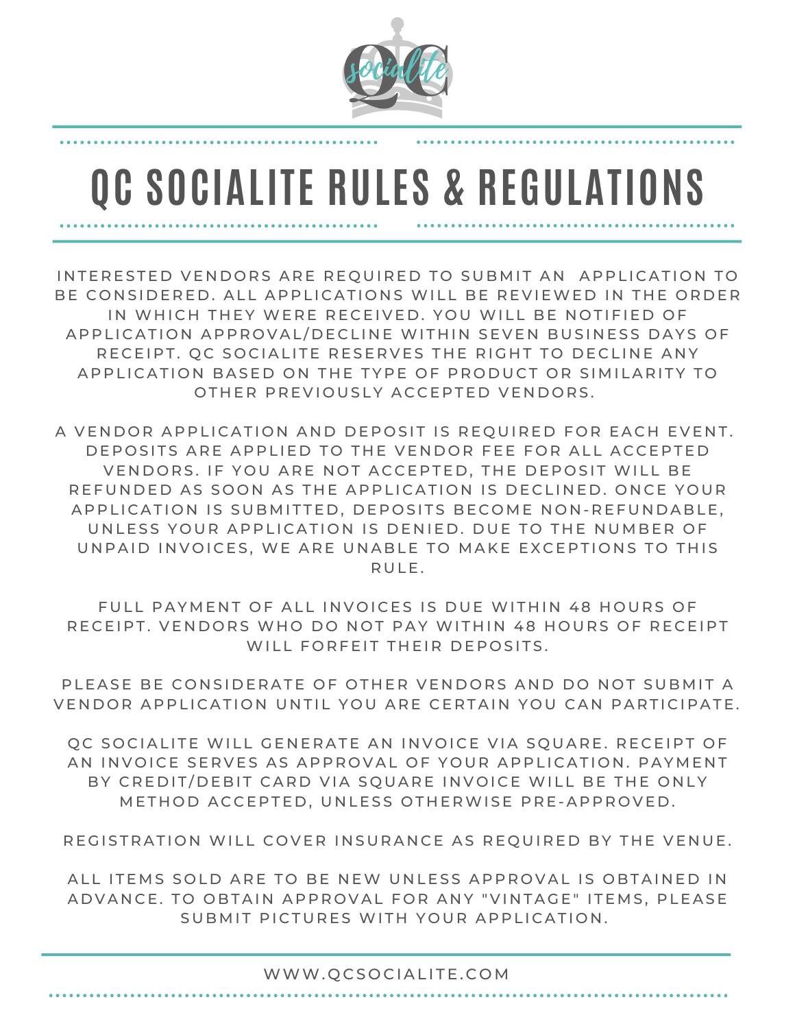# QC SOCIALITE RULES & REGULATIONS

INTERESTED VENDORS ARE REQUIRED TO SUBMIT AN APPLICATION TO BE CONSIDERED. ALL APPLICATIONS WILL BE REVIEWED IN THE ORDER IN WHICH THEY WERE RECEIVED. YOU WILL BE NOTIFIED OF APPLICATION APPROVAL/DECLINE WITHIN SEVEN BUSINESS DAYS OF RECEIPT. QC SOCIALITE RESERVES THE RIGHT TO DECLINE ANY APPLICATION BASED ON THE TYPE OF PRODUCT OR SIMILARITY TO OTHER PREVIOUSLY ACCEPTED VENDORS.

A VENDOR APPLICATION AND DEPOSIT IS REQUIRED FOR EACH EVENT. DEPOSITS ARE APPLIED TO THE VENDOR FEE FOR ALL ACCEPTED VENDORS. IF YOU ARE NOT ACCEPTED, THE DEPOSIT WILL BE REFUNDED AS SOON AS THE APPLICATION IS DECLINED. ONCE YOUR APPLICATION IS SUBMITTED, DEPOSITS BECOME NON-REFUNDABLE, UNLESS YOUR APPLICATION IS DENIED. DUE TO THE NUMBER OF UNPAID INVOICES, WE ARE UNABLE TO MAKE EXCEPTIONS TO THIS RULE.

FULL PAYMENT OF ALL INVOICES IS DUE WITHIN 48 HOURS OF RECEIPT. VENDORS WHO DO NOT PAY WITHIN 48 HOURS OF RECEIPT WILL FORFEIT THEIR DEPOSITS.

PLEASE BE CONSIDERATE OF OTHER VENDORS AND DO NOT SUBMIT A VENDOR APPLICATION UNTIL YOU ARE CERTAIN YOU CAN PARTICIPATE.

QC SOCIALITE WILL GENERATE AN INVOICE VIA SQUARE. RECEIPT OF AN INVOICE SERVES AS APPROVAL OF YOUR APPLICATION. PAYMENT BY CREDIT/DEBIT CARD VIA SQUARE INVOICE WILL BE THE ONLY METHOD ACCEPTED, UNLESS OTHERWISE PRE-APPROVED.

REGISTRATION WILL COVER INSURANCE AS REQUIRED BY THE VENUE.

ALL ITEMS SOLD ARE TO BE NEW UNLESS APPROVAL IS OBTAINED IN ADVANCE. TO OBTAIN APPROVAL FOR ANY "VINTAGE" ITEMS, PLEASE SUBMIT PICTURES WITH YOUR APPLICATION.

WWW.QCSOCIALITE.COM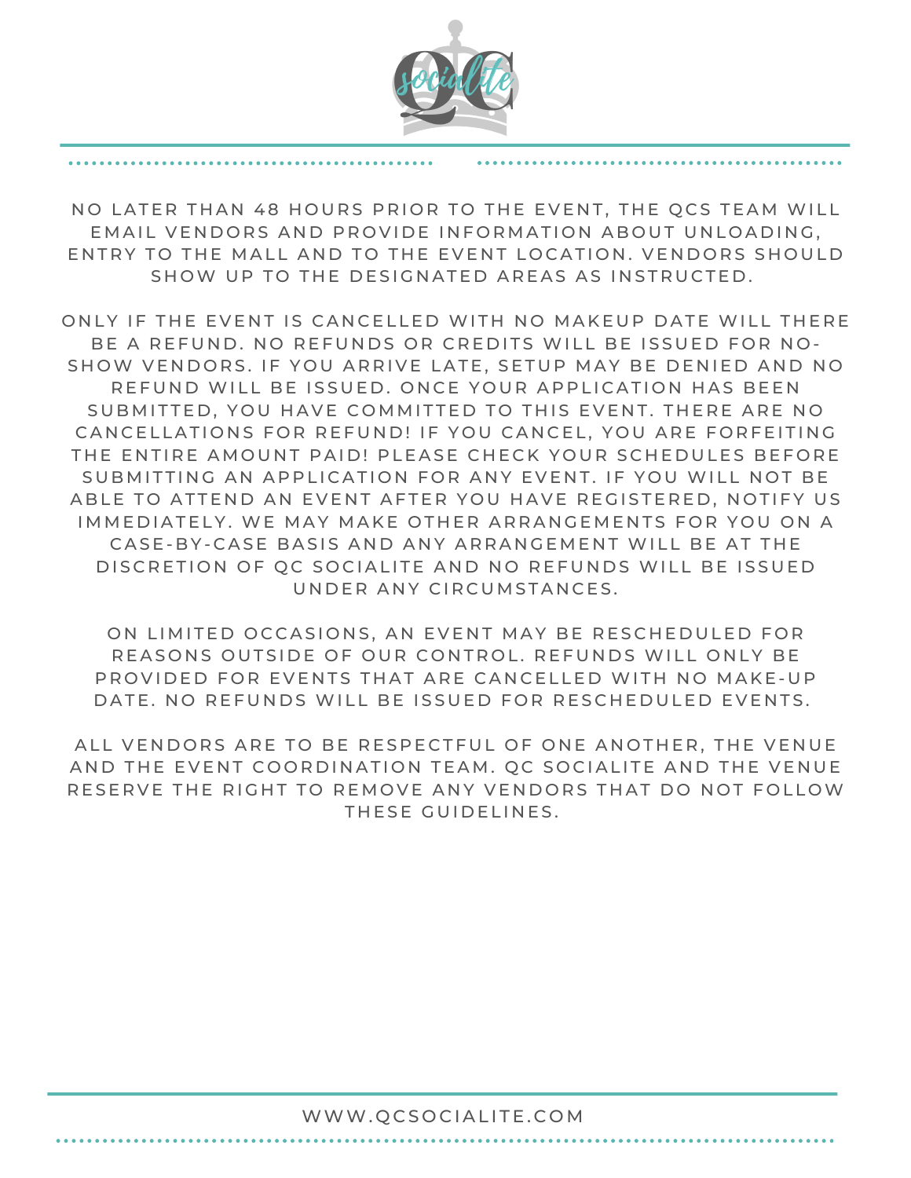NO LATER THAN 48 HOURS PRIOR TO THE EVENT, THE QCS TEAM WILL EMAIL VENDORS AND PROVIDE INFORMATION ABOUT UNLOADING, ENTRY TO THE MALL AND TO THE EVENT LOCATION. VENDORS SHOULD SHOW UP TO THE DESIGNATED AREAS AS INSTRUCTED.

ONLY IF THE EVENT IS CANCELLED WITH NO MAKEUP DATE WILL THERE BE A REFUND. NO REFUNDS OR CREDITS WILL BE ISSUED FOR NO-SHOW VENDORS. IF YOU ARRIVE LATE, SETUP MAY BE DENIED AND NO REFUND WILL BE ISSUED. ONCE YOUR APPLICATION HAS BEEN SUBMITTED, YOU HAVE COMMITTED TO THIS EVENT. THERE ARE NO CANCELLATIONS FOR REFUND! IF YOU CANCEL, YOU ARE FORFEITING THE ENTIRE AMOUNT PAID! PLEASE CHECK YOUR SCHEDULES BEFORE SUBMITTING AN APPLICATION FOR ANY EVENT. IF YOU WILL NOT BE ABLE TO ATTEND AN EVENT AFTER YOU HAVE REGISTERED, NOTIFY US IMMEDIATELY. WE MAY MAKE OTHER ARRANGEMENTS FOR YOU ON A CASE-BY-CASE BASIS AND ANY ARRANGEMENT WILL BE AT THE DISCRETION OF QC SOCIALITE AND NO REFUNDS WILL BE ISSUED UNDER ANY CIRCUMSTANCES.

ON LIMITED OCCASIONS, AN EVENT MAY BE RESCHEDULED FOR REASONS OUTSIDE OF OUR CONTROL. REFUNDS WILL ONLY BE PROVIDED FOR EVENTS THAT ARE CANCELLED WITH NO MAKE-UP DATE. NO REFUNDS WILL BE ISSUED FOR RESCHEDULED EVENTS.

ALL VENDORS ARE TO BE RESPECTFUL OF ONE ANOTHER, THE VENUE AND THE EVENT COORDINATION TEAM. QC SOCIALITE AND THE VENUE RESERVE THE RIGHT TO REMOVE ANY VENDORS THAT DO NOT FOLLOW THESE GUIDELINES.